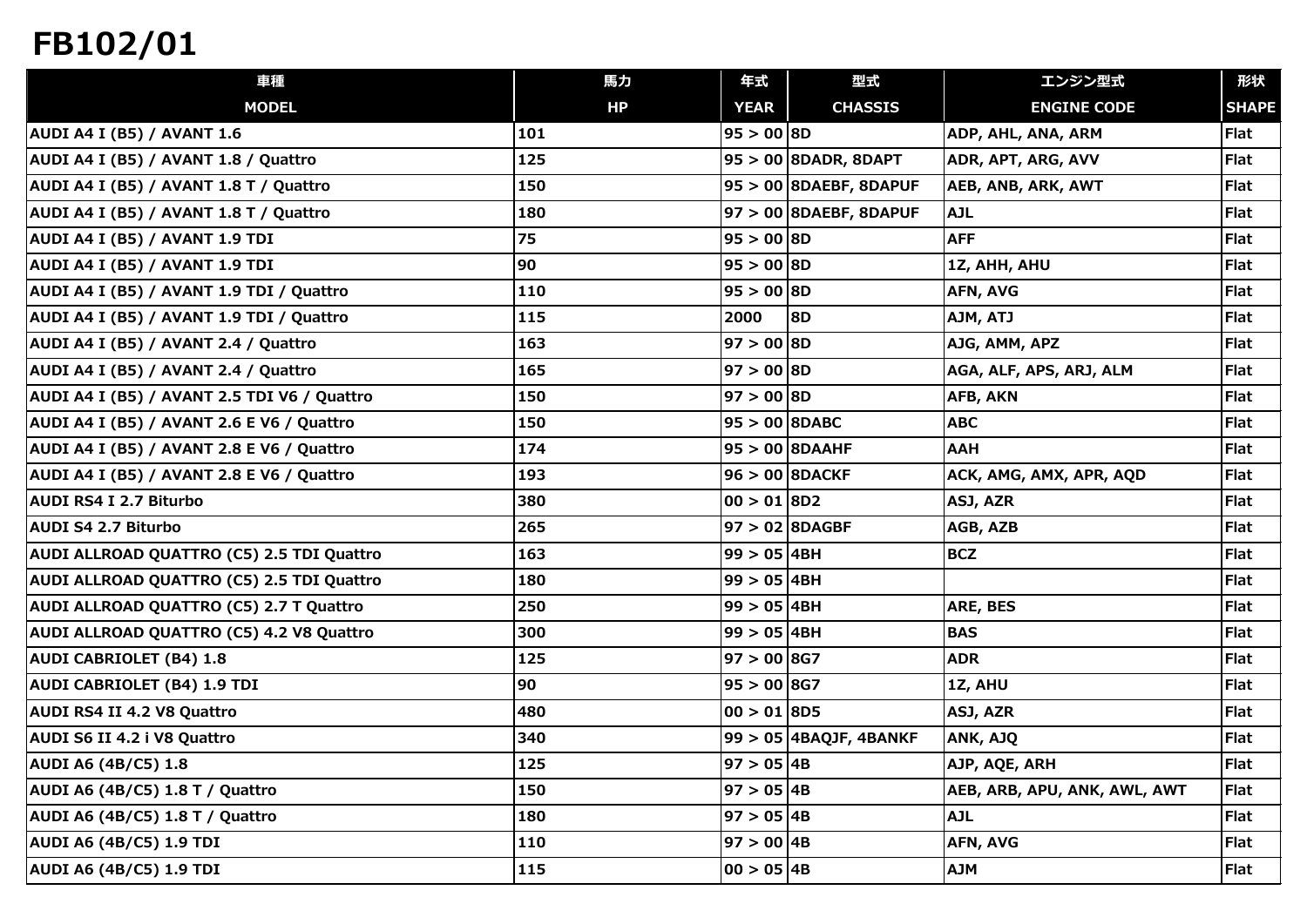# FB102/01

| 車種<br>MODEL | 馬力<br>HP | 年式<br>YEAR | 型式<br>CHASSIS | エンジン型式<br>ENGINE CODE | 形状<br>SHAPE |
|---|---|---|---|---|---|
| AUDI A4 I (B5) / AVANT 1.6 | 101 | 95 > 00 | 8D | ADP, AHL, ANA, ARM | Flat |
| AUDI A4 I (B5) / AVANT 1.8 / Quattro | 125 | 95 > 00 | 8DADR, 8DAPT | ADR, APT, ARG, AVV | Flat |
| AUDI A4 I (B5) / AVANT 1.8 T / Quattro | 150 | 95 > 00 | 8DAEBF, 8DAPUF | AEB, ANB, ARK, AWT | Flat |
| AUDI A4 I (B5) / AVANT 1.8 T / Quattro | 180 | 97 > 00 | 8DAEBF, 8DAPUF | AJL | Flat |
| AUDI A4 I (B5) / AVANT 1.9 TDI | 75 | 95 > 00 | 8D | AFF | Flat |
| AUDI A4 I (B5) / AVANT 1.9 TDI | 90 | 95 > 00 | 8D | 1Z, AHH, AHU | Flat |
| AUDI A4 I (B5) / AVANT 1.9 TDI / Quattro | 110 | 95 > 00 | 8D | AFN, AVG | Flat |
| AUDI A4 I (B5) / AVANT 1.9 TDI / Quattro | 115 | 2000 | 8D | AJM, ATJ | Flat |
| AUDI A4 I (B5) / AVANT 2.4 / Quattro | 163 | 97 > 00 | 8D | AJG, AMM, APZ | Flat |
| AUDI A4 I (B5) / AVANT 2.4 / Quattro | 165 | 97 > 00 | 8D | AGA, ALF, APS, ARJ, ALM | Flat |
| AUDI A4 I (B5) / AVANT 2.5 TDI V6 / Quattro | 150 | 97 > 00 | 8D | AFB, AKN | Flat |
| AUDI A4 I (B5) / AVANT 2.6 E V6 / Quattro | 150 | 95 > 00 | 8DABC | ABC | Flat |
| AUDI A4 I (B5) / AVANT 2.8 E V6 / Quattro | 174 | 95 > 00 | 8DAAHF | AAH | Flat |
| AUDI A4 I (B5) / AVANT 2.8 E V6 / Quattro | 193 | 96 > 00 | 8DACKF | ACK, AMG, AMX, APR, AQD | Flat |
| AUDI RS4 I 2.7 Biturbo | 380 | 00 > 01 | 8D2 | ASJ, AZR | Flat |
| AUDI S4 2.7 Biturbo | 265 | 97 > 02 | 8DAGBF | AGB, AZB | Flat |
| AUDI ALLROAD QUATTRO (C5) 2.5 TDI Quattro | 163 | 99 > 05 | 4BH | BCZ | Flat |
| AUDI ALLROAD QUATTRO (C5) 2.5 TDI Quattro | 180 | 99 > 05 | 4BH | | Flat |
| AUDI ALLROAD QUATTRO (C5) 2.7 T Quattro | 250 | 99 > 05 | 4BH | ARE, BES | Flat |
| AUDI ALLROAD QUATTRO (C5) 4.2 V8 Quattro | 300 | 99 > 05 | 4BH | BAS | Flat |
| AUDI CABRIOLET (B4) 1.8 | 125 | 97 > 00 | 8G7 | ADR | Flat |
| AUDI CABRIOLET (B4) 1.9 TDI | 90 | 95 > 00 | 8G7 | 1Z, AHU | Flat |
| AUDI RS4 II 4.2 V8 Quattro | 480 | 00 > 01 | 8D5 | ASJ, AZR | Flat |
| AUDI S6 II 4.2 i V8 Quattro | 340 | 99 > 05 | 4BAQJF, 4BANKF | ANK, AJQ | Flat |
| AUDI A6 (4B/C5) 1.8 | 125 | 97 > 05 | 4B | AJP, AQE, ARH | Flat |
| AUDI A6 (4B/C5) 1.8 T / Quattro | 150 | 97 > 05 | 4B | AEB, ARB, APU, ANK, AWL, AWT | Flat |
| AUDI A6 (4B/C5) 1.8 T / Quattro | 180 | 97 > 05 | 4B | AJL | Flat |
| AUDI A6 (4B/C5) 1.9 TDI | 110 | 97 > 00 | 4B | AFN, AVG | Flat |
| AUDI A6 (4B/C5) 1.9 TDI | 115 | 00 > 05 | 4B | AJM | Flat |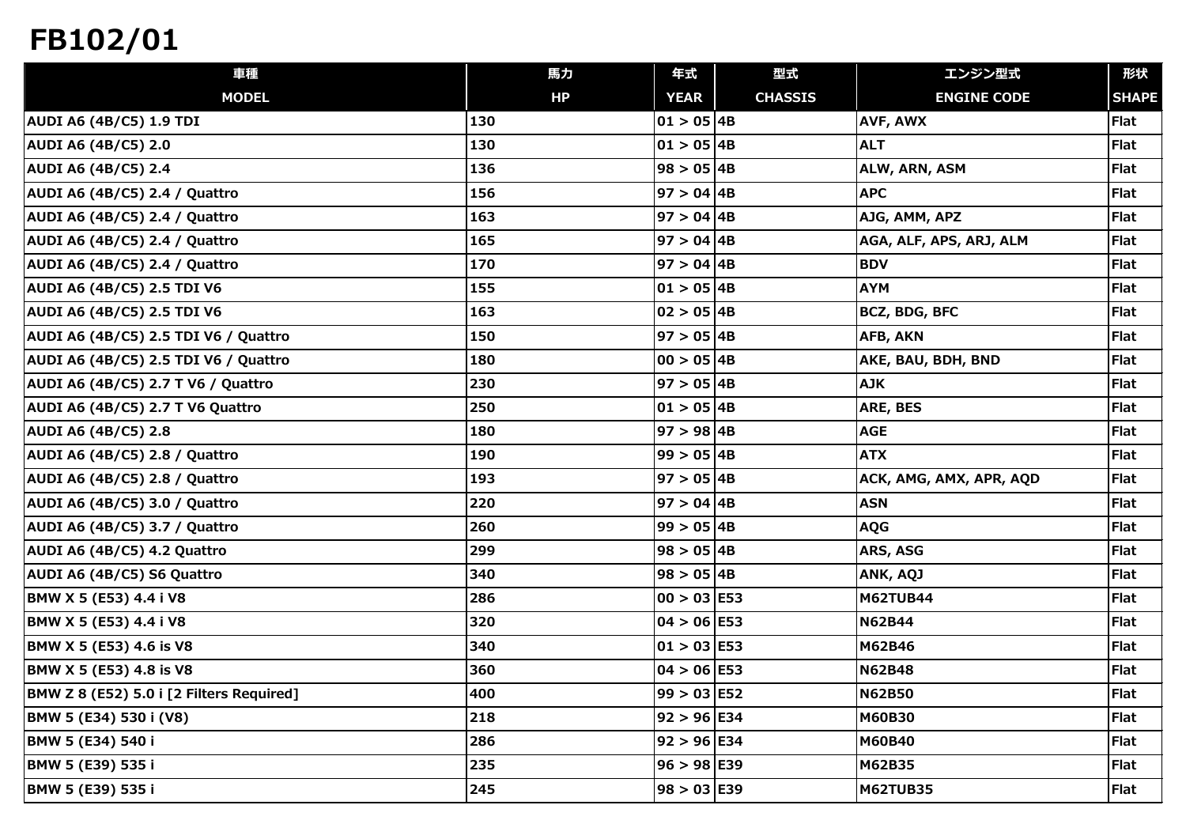# FB102/01

| 車種 | 馬力 | 年式 | 型式 | エンジン型式 | 形状 |
|---|---|---|---|---|---|
| MODEL | HP | YEAR | CHASSIS | ENGINE CODE | SHAPE |
| AUDI A6 (4B/C5) 1.9 TDI | 130 | 01 > 05 | 4B | AVF, AWX | Flat |
| AUDI A6 (4B/C5) 2.0 | 130 | 01 > 05 | 4B | ALT | Flat |
| AUDI A6 (4B/C5) 2.4 | 136 | 98 > 05 | 4B | ALW, ARN, ASM | Flat |
| AUDI A6 (4B/C5) 2.4 / Quattro | 156 | 97 > 04 | 4B | APC | Flat |
| AUDI A6 (4B/C5) 2.4 / Quattro | 163 | 97 > 04 | 4B | AJG, AMM, APZ | Flat |
| AUDI A6 (4B/C5) 2.4 / Quattro | 165 | 97 > 04 | 4B | AGA, ALF, APS, ARJ, ALM | Flat |
| AUDI A6 (4B/C5) 2.4 / Quattro | 170 | 97 > 04 | 4B | BDV | Flat |
| AUDI A6 (4B/C5) 2.5 TDI V6 | 155 | 01 > 05 | 4B | AYM | Flat |
| AUDI A6 (4B/C5) 2.5 TDI V6 | 163 | 02 > 05 | 4B | BCZ, BDG, BFC | Flat |
| AUDI A6 (4B/C5) 2.5 TDI V6 / Quattro | 150 | 97 > 05 | 4B | AFB, AKN | Flat |
| AUDI A6 (4B/C5) 2.5 TDI V6 / Quattro | 180 | 00 > 05 | 4B | AKE, BAU, BDH, BND | Flat |
| AUDI A6 (4B/C5) 2.7 T V6 / Quattro | 230 | 97 > 05 | 4B | AJK | Flat |
| AUDI A6 (4B/C5) 2.7 T V6 Quattro | 250 | 01 > 05 | 4B | ARE, BES | Flat |
| AUDI A6 (4B/C5) 2.8 | 180 | 97 > 98 | 4B | AGE | Flat |
| AUDI A6 (4B/C5) 2.8 / Quattro | 190 | 99 > 05 | 4B | ATX | Flat |
| AUDI A6 (4B/C5) 2.8 / Quattro | 193 | 97 > 05 | 4B | ACK, AMG, AMX, APR, AQD | Flat |
| AUDI A6 (4B/C5) 3.0 / Quattro | 220 | 97 > 04 | 4B | ASN | Flat |
| AUDI A6 (4B/C5) 3.7 / Quattro | 260 | 99 > 05 | 4B | AQG | Flat |
| AUDI A6 (4B/C5) 4.2 Quattro | 299 | 98 > 05 | 4B | ARS, ASG | Flat |
| AUDI A6 (4B/C5) S6 Quattro | 340 | 98 > 05 | 4B | ANK, AQJ | Flat |
| BMW X 5 (E53) 4.4 i V8 | 286 | 00 > 03 | E53 | M62TUB44 | Flat |
| BMW X 5 (E53) 4.4 i V8 | 320 | 04 > 06 | E53 | N62B44 | Flat |
| BMW X 5 (E53) 4.6 is V8 | 340 | 01 > 03 | E53 | M62B46 | Flat |
| BMW X 5 (E53) 4.8 is V8 | 360 | 04 > 06 | E53 | N62B48 | Flat |
| BMW Z 8 (E52) 5.0 i [2 Filters Required] | 400 | 99 > 03 | E52 | N62B50 | Flat |
| BMW 5 (E34) 530 i (V8) | 218 | 92 > 96 | E34 | M60B30 | Flat |
| BMW 5 (E34) 540 i | 286 | 92 > 96 | E34 | M60B40 | Flat |
| BMW 5 (E39) 535 i | 235 | 96 > 98 | E39 | M62B35 | Flat |
| BMW 5 (E39) 535 i | 245 | 98 > 03 | E39 | M62TUB35 | Flat |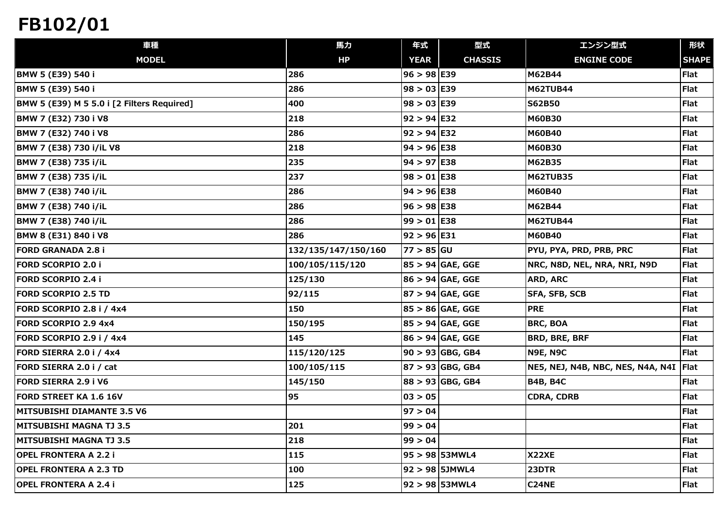# FB102/01

| 車種<br>MODEL | 馬力<br>HP | 年式<br>YEAR | 型式<br>CHASSIS | エンジン型式<br>ENGINE CODE | 形状<br>SHAPE |
|---|---|---|---|---|---|
| BMW 5 (E39) 540 i | 286 | 96 > 98 | E39 | M62B44 | Flat |
| BMW 5 (E39) 540 i | 286 | 98 > 03 | E39 | M62TUB44 | Flat |
| BMW 5 (E39) M 5 5.0 i [2 Filters Required] | 400 | 98 > 03 | E39 | S62B50 | Flat |
| BMW 7 (E32) 730 i V8 | 218 | 92 > 94 | E32 | M60B30 | Flat |
| BMW 7 (E32) 740 i V8 | 286 | 92 > 94 | E32 | M60B40 | Flat |
| BMW 7 (E38) 730 i/iL V8 | 218 | 94 > 96 | E38 | M60B30 | Flat |
| BMW 7 (E38) 735 i/iL | 235 | 94 > 97 | E38 | M62B35 | Flat |
| BMW 7 (E38) 735 i/iL | 237 | 98 > 01 | E38 | M62TUB35 | Flat |
| BMW 7 (E38) 740 i/iL | 286 | 94 > 96 | E38 | M60B40 | Flat |
| BMW 7 (E38) 740 i/iL | 286 | 96 > 98 | E38 | M62B44 | Flat |
| BMW 7 (E38) 740 i/iL | 286 | 99 > 01 | E38 | M62TUB44 | Flat |
| BMW 8 (E31) 840 i V8 | 286 | 92 > 96 | E31 | M60B40 | Flat |
| FORD GRANADA 2.8 i | 132/135/147/150/160 | 77 > 85 | GU | PYU, PYA, PRD, PRB, PRC | Flat |
| FORD SCORPIO 2.0 i | 100/105/115/120 | 85 > 94 | GAE, GGE | NRC, N8D, NEL, NRA, NRI, N9D | Flat |
| FORD SCORPIO 2.4 i | 125/130 | 86 > 94 | GAE, GGE | ARD, ARC | Flat |
| FORD SCORPIO 2.5 TD | 92/115 | 87 > 94 | GAE, GGE | SFA, SFB, SCB | Flat |
| FORD SCORPIO 2.8 i / 4x4 | 150 | 85 > 86 | GAE, GGE | PRE | Flat |
| FORD SCORPIO 2.9 4x4 | 150/195 | 85 > 94 | GAE, GGE | BRC, BOA | Flat |
| FORD SCORPIO 2.9 i / 4x4 | 145 | 86 > 94 | GAE, GGE | BRD, BRE, BRF | Flat |
| FORD SIERRA 2.0 i / 4x4 | 115/120/125 | 90 > 93 | GBG, GB4 | N9E, N9C | Flat |
| FORD SIERRA 2.0 i / cat | 100/105/115 | 87 > 93 | GBG, GB4 | NE5, NEJ, N4B, NBC, NES, N4A, N4I | Flat |
| FORD SIERRA 2.9 i V6 | 145/150 | 88 > 93 | GBG, GB4 | B4B, B4C | Flat |
| FORD STREET KA 1.6 16V | 95 | 03 > 05 | | CDRA, CDRB | Flat |
| MITSUBISHI DIAMANTE 3.5 V6 | | 97 > 04 | | | Flat |
| MITSUBISHI MAGNA TJ 3.5 | 201 | 99 > 04 | | | Flat |
| MITSUBISHI MAGNA TJ 3.5 | 218 | 99 > 04 | | | Flat |
| OPEL FRONTERA A 2.2 i | 115 | 95 > 98 | 53MWL4 | X22XE | Flat |
| OPEL FRONTERA A 2.3 TD | 100 | 92 > 98 | 5JMWL4 | 23DTR | Flat |
| OPEL FRONTERA A 2.4 i | 125 | 92 > 98 | 53MWL4 | C24NE | Flat |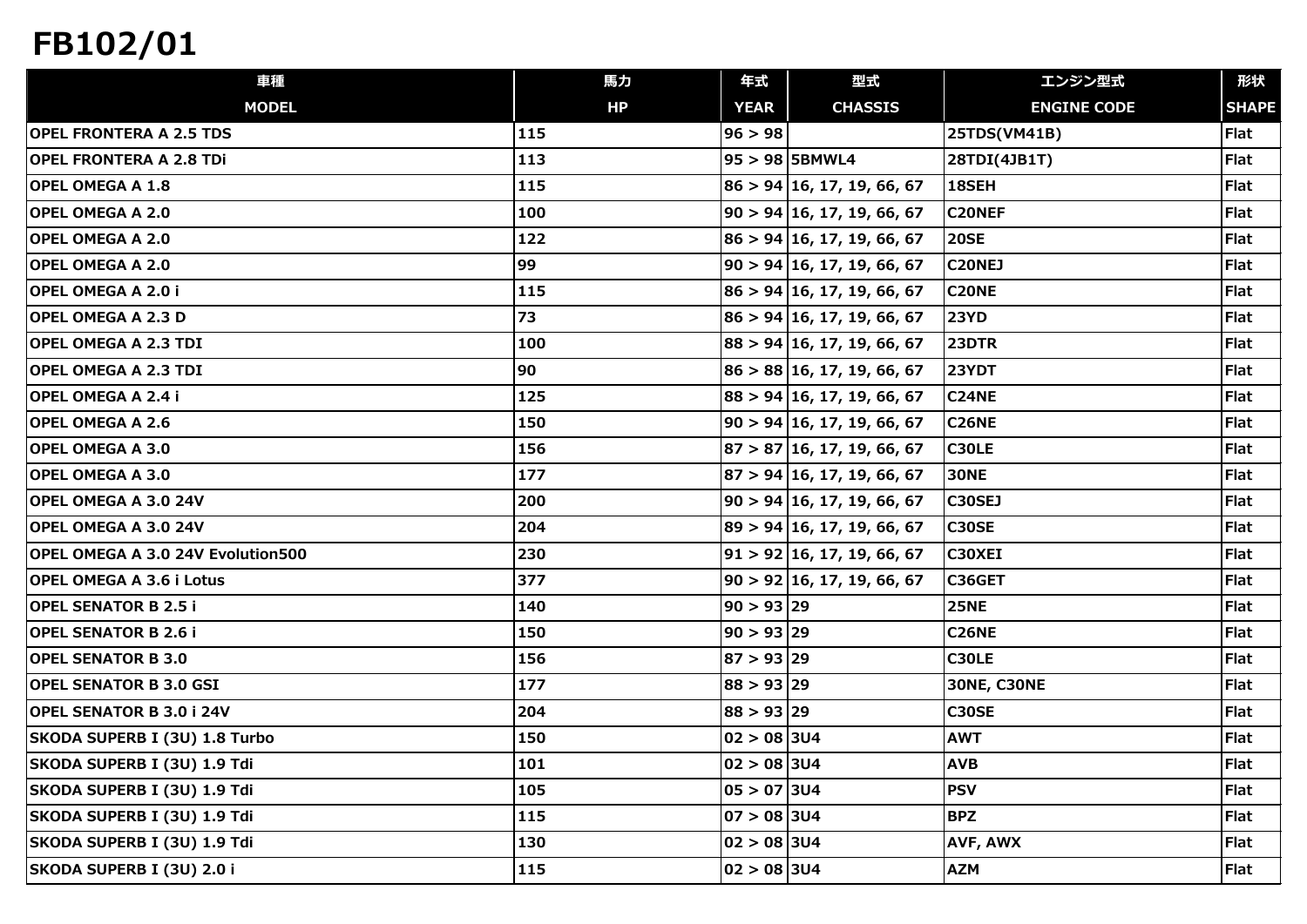# FB102/01

| 車種<br>MODEL | 馬力<br>HP | 年式<br>YEAR | 型式<br>CHASSIS | エンジン型式<br>ENGINE CODE | 形状<br>SHAPE |
|---|---|---|---|---|---|
| OPEL FRONTERA A 2.5 TDS | 115 | 96 > 98 | | 25TDS(VM41B) | Flat |
| OPEL FRONTERA A 2.8 TDi | 113 | 95 > 98 | 5BMWL4 | 28TDI(4JB1T) | Flat |
| OPEL OMEGA A 1.8 | 115 | 86 > 94 | 16, 17, 19, 66, 67 | 18SEH | Flat |
| OPEL OMEGA A 2.0 | 100 | 90 > 94 | 16, 17, 19, 66, 67 | C20NEF | Flat |
| OPEL OMEGA A 2.0 | 122 | 86 > 94 | 16, 17, 19, 66, 67 | 20SE | Flat |
| OPEL OMEGA A 2.0 | 99 | 90 > 94 | 16, 17, 19, 66, 67 | C20NEJ | Flat |
| OPEL OMEGA A 2.0 i | 115 | 86 > 94 | 16, 17, 19, 66, 67 | C20NE | Flat |
| OPEL OMEGA A 2.3 D | 73 | 86 > 94 | 16, 17, 19, 66, 67 | 23YD | Flat |
| OPEL OMEGA A 2.3 TDI | 100 | 88 > 94 | 16, 17, 19, 66, 67 | 23DTR | Flat |
| OPEL OMEGA A 2.3 TDI | 90 | 86 > 88 | 16, 17, 19, 66, 67 | 23YDT | Flat |
| OPEL OMEGA A 2.4 i | 125 | 88 > 94 | 16, 17, 19, 66, 67 | C24NE | Flat |
| OPEL OMEGA A 2.6 | 150 | 90 > 94 | 16, 17, 19, 66, 67 | C26NE | Flat |
| OPEL OMEGA A 3.0 | 156 | 87 > 87 | 16, 17, 19, 66, 67 | C30LE | Flat |
| OPEL OMEGA A 3.0 | 177 | 87 > 94 | 16, 17, 19, 66, 67 | 30NE | Flat |
| OPEL OMEGA A 3.0 24V | 200 | 90 > 94 | 16, 17, 19, 66, 67 | C30SEJ | Flat |
| OPEL OMEGA A 3.0 24V | 204 | 89 > 94 | 16, 17, 19, 66, 67 | C30SE | Flat |
| OPEL OMEGA A 3.0 24V Evolution500 | 230 | 91 > 92 | 16, 17, 19, 66, 67 | C30XEI | Flat |
| OPEL OMEGA A 3.6 i Lotus | 377 | 90 > 92 | 16, 17, 19, 66, 67 | C36GET | Flat |
| OPEL SENATOR B 2.5 i | 140 | 90 > 93 | 29 | 25NE | Flat |
| OPEL SENATOR B 2.6 i | 150 | 90 > 93 | 29 | C26NE | Flat |
| OPEL SENATOR B 3.0 | 156 | 87 > 93 | 29 | C30LE | Flat |
| OPEL SENATOR B 3.0 GSI | 177 | 88 > 93 | 29 | 30NE, C30NE | Flat |
| OPEL SENATOR B 3.0 i 24V | 204 | 88 > 93 | 29 | C30SE | Flat |
| SKODA SUPERB I (3U) 1.8 Turbo | 150 | 02 > 08 | 3U4 | AWT | Flat |
| SKODA SUPERB I (3U) 1.9 Tdi | 101 | 02 > 08 | 3U4 | AVB | Flat |
| SKODA SUPERB I (3U) 1.9 Tdi | 105 | 05 > 07 | 3U4 | PSV | Flat |
| SKODA SUPERB I (3U) 1.9 Tdi | 115 | 07 > 08 | 3U4 | BPZ | Flat |
| SKODA SUPERB I (3U) 1.9 Tdi | 130 | 02 > 08 | 3U4 | AVF, AWX | Flat |
| SKODA SUPERB I (3U) 2.0 i | 115 | 02 > 08 | 3U4 | AZM | Flat |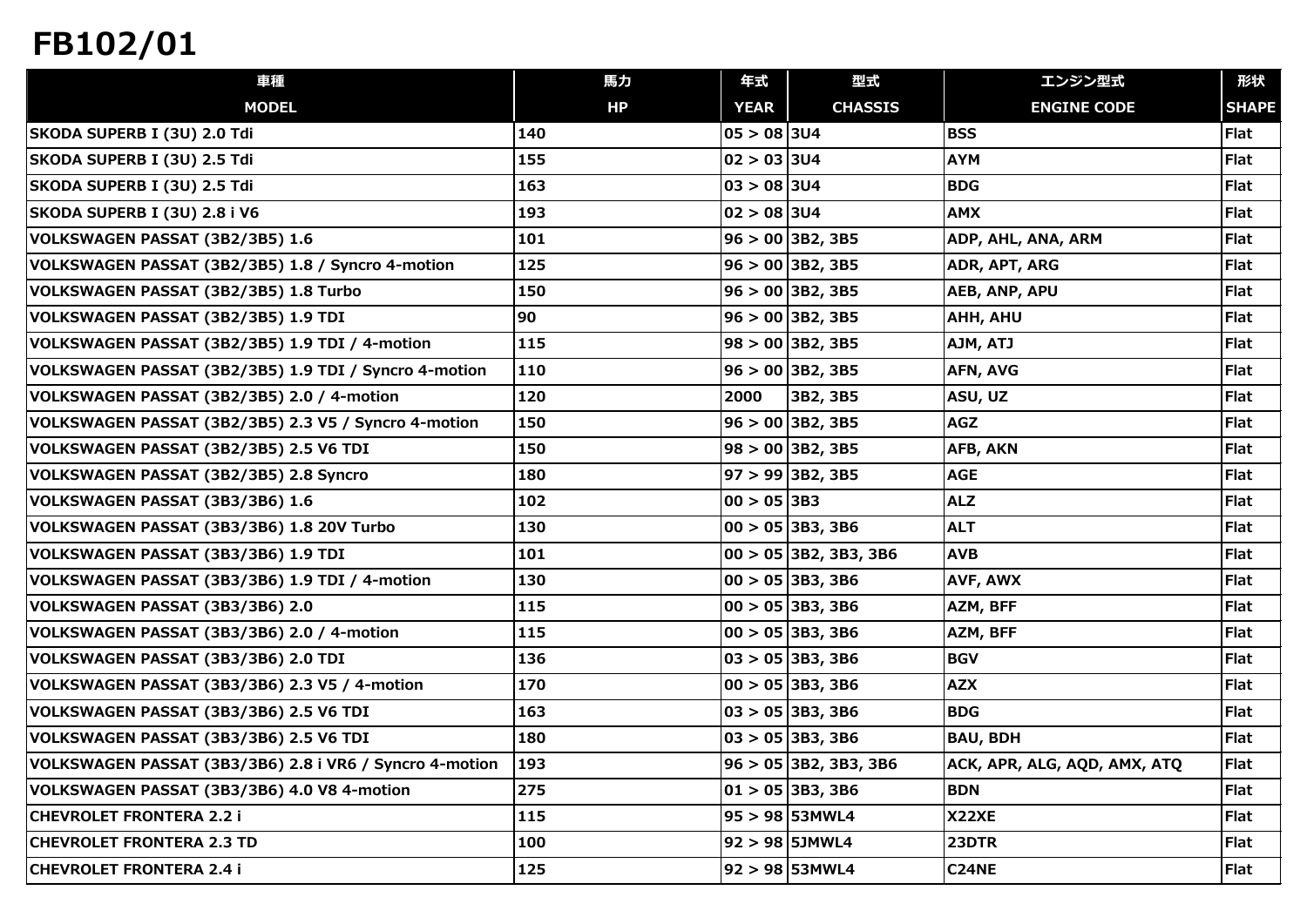# FB102/01

| 車種<br>MODEL | 馬力<br>HP | 年式<br>YEAR | 型式<br>CHASSIS | エンジン型式<br>ENGINE CODE | 形状<br>SHAPE |
|---|---|---|---|---|---|
| SKODA SUPERB I (3U) 2.0 Tdi | 140 | 05 > 08 | 3U4 | BSS | Flat |
| SKODA SUPERB I (3U) 2.5 Tdi | 155 | 02 > 03 | 3U4 | AYM | Flat |
| SKODA SUPERB I (3U) 2.5 Tdi | 163 | 03 > 08 | 3U4 | BDG | Flat |
| SKODA SUPERB I (3U) 2.8 i V6 | 193 | 02 > 08 | 3U4 | AMX | Flat |
| VOLKSWAGEN PASSAT (3B2/3B5) 1.6 | 101 | 96 > 00 | 3B2, 3B5 | ADP, AHL, ANA, ARM | Flat |
| VOLKSWAGEN PASSAT (3B2/3B5) 1.8 / Syncro 4-motion | 125 | 96 > 00 | 3B2, 3B5 | ADR, APT, ARG | Flat |
| VOLKSWAGEN PASSAT (3B2/3B5) 1.8 Turbo | 150 | 96 > 00 | 3B2, 3B5 | AEB, ANP, APU | Flat |
| VOLKSWAGEN PASSAT (3B2/3B5) 1.9 TDI | 90 | 96 > 00 | 3B2, 3B5 | AHH, AHU | Flat |
| VOLKSWAGEN PASSAT (3B2/3B5) 1.9 TDI / 4-motion | 115 | 98 > 00 | 3B2, 3B5 | AJM, ATJ | Flat |
| VOLKSWAGEN PASSAT (3B2/3B5) 1.9 TDI / Syncro 4-motion | 110 | 96 > 00 | 3B2, 3B5 | AFN, AVG | Flat |
| VOLKSWAGEN PASSAT (3B2/3B5) 2.0 / 4-motion | 120 | 2000 | 3B2, 3B5 | ASU, UZ | Flat |
| VOLKSWAGEN PASSAT (3B2/3B5) 2.3 V5 / Syncro 4-motion | 150 | 96 > 00 | 3B2, 3B5 | AGZ | Flat |
| VOLKSWAGEN PASSAT (3B2/3B5) 2.5 V6 TDI | 150 | 98 > 00 | 3B2, 3B5 | AFB, AKN | Flat |
| VOLKSWAGEN PASSAT (3B2/3B5) 2.8 Syncro | 180 | 97 > 99 | 3B2, 3B5 | AGE | Flat |
| VOLKSWAGEN PASSAT (3B3/3B6) 1.6 | 102 | 00 > 05 | 3B3 | ALZ | Flat |
| VOLKSWAGEN PASSAT (3B3/3B6) 1.8 20V Turbo | 130 | 00 > 05 | 3B3, 3B6 | ALT | Flat |
| VOLKSWAGEN PASSAT (3B3/3B6) 1.9 TDI | 101 | 00 > 05 | 3B2, 3B3, 3B6 | AVB | Flat |
| VOLKSWAGEN PASSAT (3B3/3B6) 1.9 TDI / 4-motion | 130 | 00 > 05 | 3B3, 3B6 | AVF, AWX | Flat |
| VOLKSWAGEN PASSAT (3B3/3B6) 2.0 | 115 | 00 > 05 | 3B3, 3B6 | AZM, BFF | Flat |
| VOLKSWAGEN PASSAT (3B3/3B6) 2.0 / 4-motion | 115 | 00 > 05 | 3B3, 3B6 | AZM, BFF | Flat |
| VOLKSWAGEN PASSAT (3B3/3B6) 2.0 TDI | 136 | 03 > 05 | 3B3, 3B6 | BGV | Flat |
| VOLKSWAGEN PASSAT (3B3/3B6) 2.3 V5 / 4-motion | 170 | 00 > 05 | 3B3, 3B6 | AZX | Flat |
| VOLKSWAGEN PASSAT (3B3/3B6) 2.5 V6 TDI | 163 | 03 > 05 | 3B3, 3B6 | BDG | Flat |
| VOLKSWAGEN PASSAT (3B3/3B6) 2.5 V6 TDI | 180 | 03 > 05 | 3B3, 3B6 | BAU, BDH | Flat |
| VOLKSWAGEN PASSAT (3B3/3B6) 2.8 i VR6 / Syncro 4-motion | 193 | 96 > 05 | 3B2, 3B3, 3B6 | ACK, APR, ALG, AQD, AMX, ATQ | Flat |
| VOLKSWAGEN PASSAT (3B3/3B6) 4.0 V8 4-motion | 275 | 01 > 05 | 3B3, 3B6 | BDN | Flat |
| CHEVROLET FRONTERA 2.2 i | 115 | 95 > 98 | 53MWL4 | X22XE | Flat |
| CHEVROLET FRONTERA 2.3 TD | 100 | 92 > 98 | 5JMWL4 | 23DTR | Flat |
| CHEVROLET FRONTERA 2.4 i | 125 | 92 > 98 | 53MWL4 | C24NE | Flat |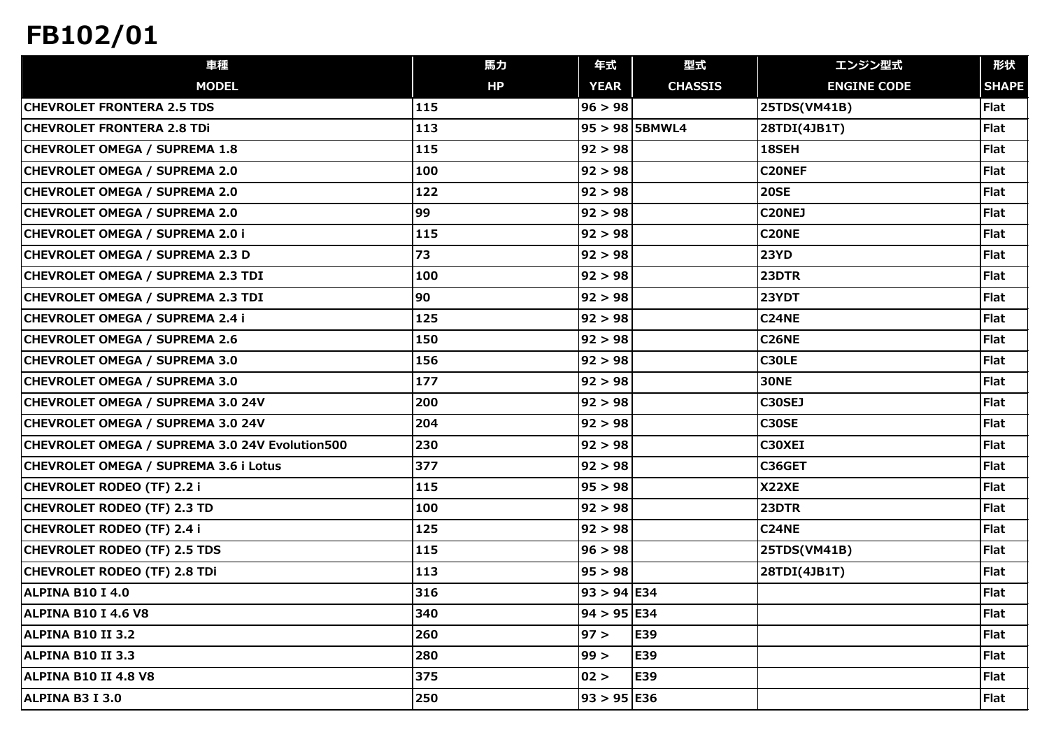# FB102/01

| 車種<br>MODEL | 馬力<br>HP | 年式<br>YEAR | 型式<br>CHASSIS | エンジン型式<br>ENGINE CODE | 形状<br>SHAPE |
|---|---|---|---|---|---|
| CHEVROLET FRONTERA 2.5 TDS | 115 | 96 > 98 | | 25TDS(VM41B) | Flat |
| CHEVROLET FRONTERA 2.8 TDi | 113 | 95 > 98 | 5BMWL4 | 28TDI(4JB1T) | Flat |
| CHEVROLET OMEGA / SUPREMA 1.8 | 115 | 92 > 98 | | 18SEH | Flat |
| CHEVROLET OMEGA / SUPREMA 2.0 | 100 | 92 > 98 | | C20NEF | Flat |
| CHEVROLET OMEGA / SUPREMA 2.0 | 122 | 92 > 98 | | 20SE | Flat |
| CHEVROLET OMEGA / SUPREMA 2.0 | 99 | 92 > 98 | | C20NEJ | Flat |
| CHEVROLET OMEGA / SUPREMA 2.0 i | 115 | 92 > 98 | | C20NE | Flat |
| CHEVROLET OMEGA / SUPREMA 2.3 D | 73 | 92 > 98 | | 23YD | Flat |
| CHEVROLET OMEGA / SUPREMA 2.3 TDI | 100 | 92 > 98 | | 23DTR | Flat |
| CHEVROLET OMEGA / SUPREMA 2.3 TDI | 90 | 92 > 98 | | 23YDT | Flat |
| CHEVROLET OMEGA / SUPREMA 2.4 i | 125 | 92 > 98 | | C24NE | Flat |
| CHEVROLET OMEGA / SUPREMA 2.6 | 150 | 92 > 98 | | C26NE | Flat |
| CHEVROLET OMEGA / SUPREMA 3.0 | 156 | 92 > 98 | | C30LE | Flat |
| CHEVROLET OMEGA / SUPREMA 3.0 | 177 | 92 > 98 | | 30NE | Flat |
| CHEVROLET OMEGA / SUPREMA 3.0 24V | 200 | 92 > 98 | | C30SEJ | Flat |
| CHEVROLET OMEGA / SUPREMA 3.0 24V | 204 | 92 > 98 | | C30SE | Flat |
| CHEVROLET OMEGA / SUPREMA 3.0 24V Evolution500 | 230 | 92 > 98 | | C30XEI | Flat |
| CHEVROLET OMEGA / SUPREMA 3.6 i Lotus | 377 | 92 > 98 | | C36GET | Flat |
| CHEVROLET RODEO (TF) 2.2 i | 115 | 95 > 98 | | X22XE | Flat |
| CHEVROLET RODEO (TF) 2.3 TD | 100 | 92 > 98 | | 23DTR | Flat |
| CHEVROLET RODEO (TF) 2.4 i | 125 | 92 > 98 | | C24NE | Flat |
| CHEVROLET RODEO (TF) 2.5 TDS | 115 | 96 > 98 | | 25TDS(VM41B) | Flat |
| CHEVROLET RODEO (TF) 2.8 TDi | 113 | 95 > 98 | | 28TDI(4JB1T) | Flat |
| ALPINA B10 I 4.0 | 316 | 93 > 94 | E34 | | Flat |
| ALPINA B10 I 4.6 V8 | 340 | 94 > 95 | E34 | | Flat |
| ALPINA B10 II 3.2 | 260 | 97 > | E39 | | Flat |
| ALPINA B10 II 3.3 | 280 | 99 > | E39 | | Flat |
| ALPINA B10 II 4.8 V8 | 375 | 02 > | E39 | | Flat |
| ALPINA B3 I 3.0 | 250 | 93 > 95 | E36 | | Flat |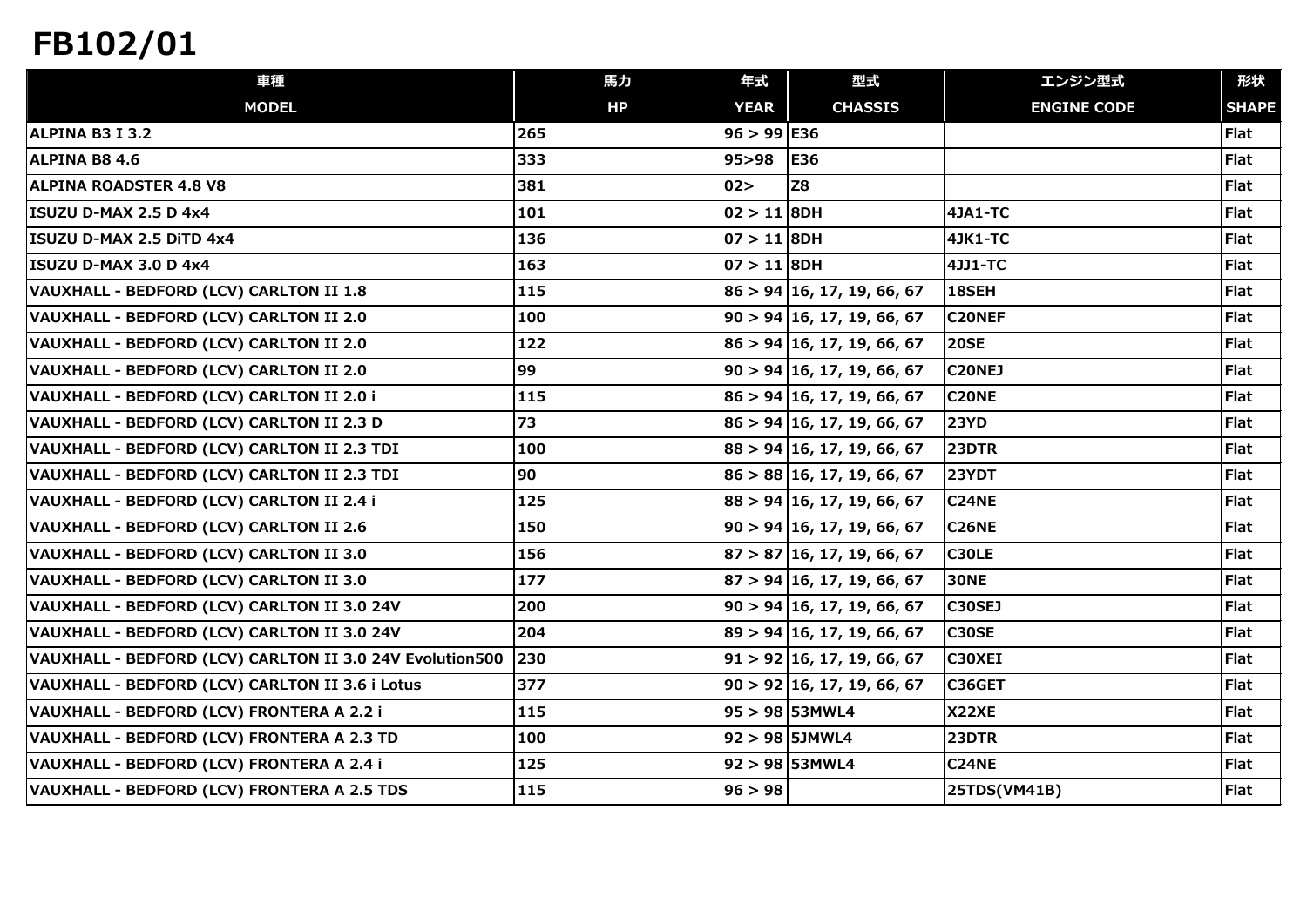# FB102/01

| 車種<br>MODEL | 馬力<br>HP | 年式<br>YEAR | 型式<br>CHASSIS | エンジン型式<br>ENGINE CODE | 形状<br>SHAPE |
|---|---|---|---|---|---|
| ALPINA B3 I 3.2 | 265 | 96 > 99 | E36 | | Flat |
| ALPINA B8 4.6 | 333 | 95>98 | E36 | | Flat |
| ALPINA ROADSTER 4.8 V8 | 381 | 02> | Z8 | | Flat |
| ISUZU D-MAX 2.5 D 4x4 | 101 | 02 > 11 | 8DH | 4JA1-TC | Flat |
| ISUZU D-MAX 2.5 DiTD 4x4 | 136 | 07 > 11 | 8DH | 4JK1-TC | Flat |
| ISUZU D-MAX 3.0 D 4x4 | 163 | 07 > 11 | 8DH | 4JJ1-TC | Flat |
| VAUXHALL - BEDFORD (LCV) CARLTON II 1.8 | 115 | 86 > 94 | 16, 17, 19, 66, 67 | 18SEH | Flat |
| VAUXHALL - BEDFORD (LCV) CARLTON II 2.0 | 100 | 90 > 94 | 16, 17, 19, 66, 67 | C20NEF | Flat |
| VAUXHALL - BEDFORD (LCV) CARLTON II 2.0 | 122 | 86 > 94 | 16, 17, 19, 66, 67 | 20SE | Flat |
| VAUXHALL - BEDFORD (LCV) CARLTON II 2.0 | 99 | 90 > 94 | 16, 17, 19, 66, 67 | C20NEJ | Flat |
| VAUXHALL - BEDFORD (LCV) CARLTON II 2.0 i | 115 | 86 > 94 | 16, 17, 19, 66, 67 | C20NE | Flat |
| VAUXHALL - BEDFORD (LCV) CARLTON II 2.3 D | 73 | 86 > 94 | 16, 17, 19, 66, 67 | 23YD | Flat |
| VAUXHALL - BEDFORD (LCV) CARLTON II 2.3 TDI | 100 | 88 > 94 | 16, 17, 19, 66, 67 | 23DTR | Flat |
| VAUXHALL - BEDFORD (LCV) CARLTON II 2.3 TDI | 90 | 86 > 88 | 16, 17, 19, 66, 67 | 23YDT | Flat |
| VAUXHALL - BEDFORD (LCV) CARLTON II 2.4 i | 125 | 88 > 94 | 16, 17, 19, 66, 67 | C24NE | Flat |
| VAUXHALL - BEDFORD (LCV) CARLTON II 2.6 | 150 | 90 > 94 | 16, 17, 19, 66, 67 | C26NE | Flat |
| VAUXHALL - BEDFORD (LCV) CARLTON II 3.0 | 156 | 87 > 87 | 16, 17, 19, 66, 67 | C30LE | Flat |
| VAUXHALL - BEDFORD (LCV) CARLTON II 3.0 | 177 | 87 > 94 | 16, 17, 19, 66, 67 | 30NE | Flat |
| VAUXHALL - BEDFORD (LCV) CARLTON II 3.0 24V | 200 | 90 > 94 | 16, 17, 19, 66, 67 | C30SEJ | Flat |
| VAUXHALL - BEDFORD (LCV) CARLTON II 3.0 24V | 204 | 89 > 94 | 16, 17, 19, 66, 67 | C30SE | Flat |
| VAUXHALL - BEDFORD (LCV) CARLTON II 3.0 24V Evolution500 | 230 | 91 > 92 | 16, 17, 19, 66, 67 | C30XEI | Flat |
| VAUXHALL - BEDFORD (LCV) CARLTON II 3.6 i Lotus | 377 | 90 > 92 | 16, 17, 19, 66, 67 | C36GET | Flat |
| VAUXHALL - BEDFORD (LCV) FRONTERA A 2.2 i | 115 | 95 > 98 | 53MWL4 | X22XE | Flat |
| VAUXHALL - BEDFORD (LCV) FRONTERA A 2.3 TD | 100 | 92 > 98 | 5JMWL4 | 23DTR | Flat |
| VAUXHALL - BEDFORD (LCV) FRONTERA A 2.4 i | 125 | 92 > 98 | 53MWL4 | C24NE | Flat |
| VAUXHALL - BEDFORD (LCV) FRONTERA A 2.5 TDS | 115 | 96 > 98 | | 25TDS(VM41B) | Flat |